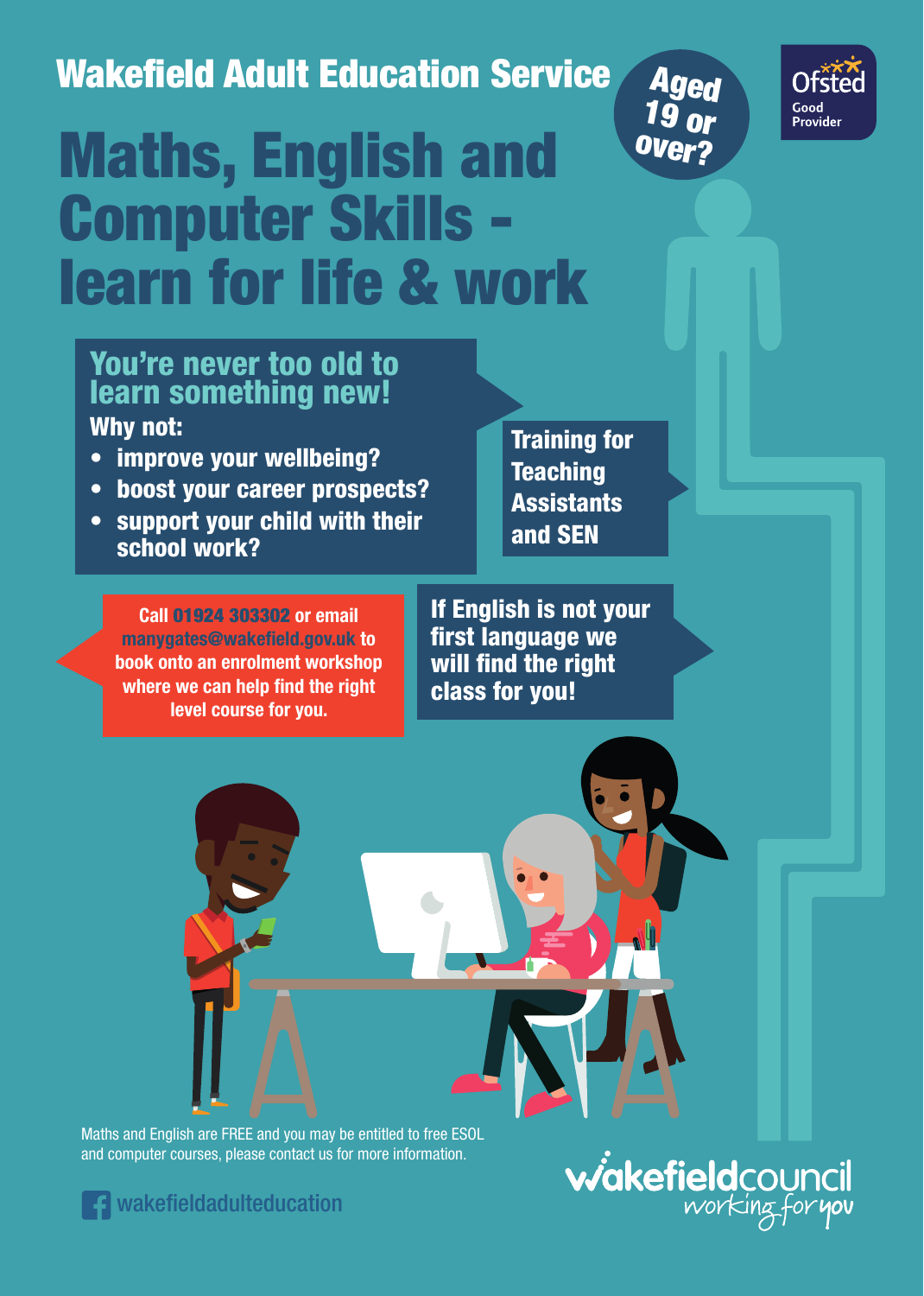## Wakefield Adult Education Service

Aged 19 or over?

Ofsted Good Provider

# Maths, English and Computer Skills - learn for life & work

### You're never too old to learn something new!

**Why not:**

- **improve your wellbeing?**
- **boost your career prospects?**
- **support your child with their school work?**

**Training for Teaching Assistants and SEN**

Call **01924 303302** or email **manygates@wakefield.gov.uk** to book onto an enrolment workshop where we can help find the right level course for you.

**If English is not your first language we will find the right class for you!**

Maths and English are FREE and you may be entitled to free ESOL and computer courses, please contact us for more information.

wakefieldadulteducation

wakefieldcouncil working for you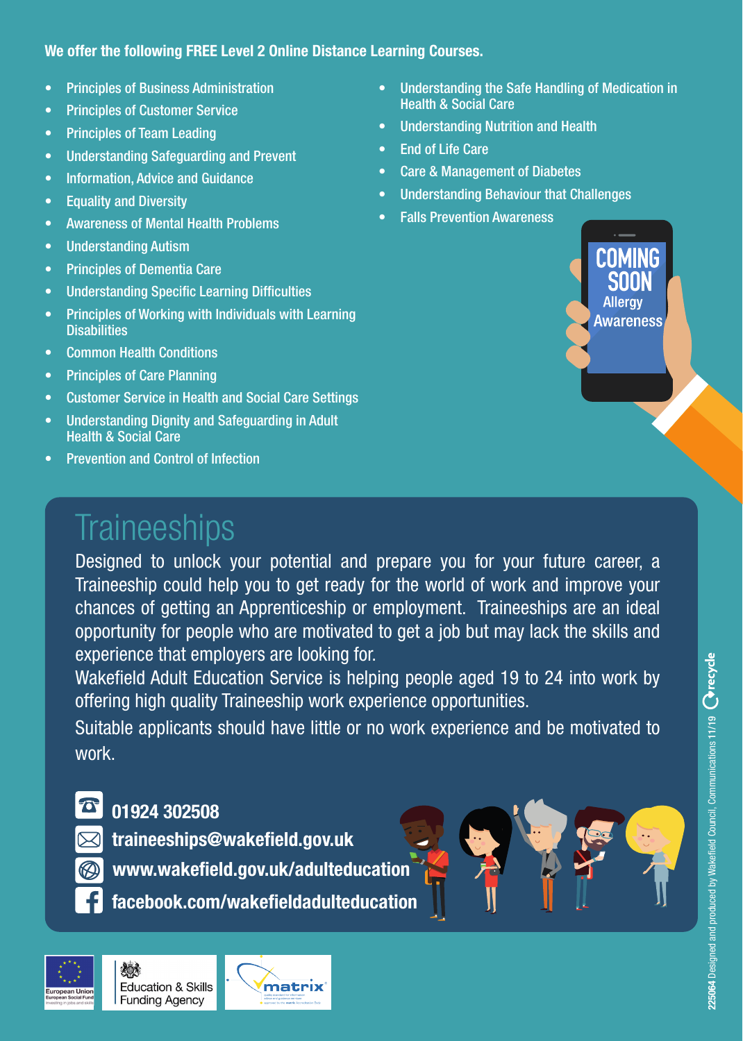**We offer the following FREE Level 2 Online Distance Learning Courses.**

- Principles of Business Administration
- Principles of Customer Service
- Principles of Team Leading
- Understanding Safeguarding and Prevent
- Information, Advice and Guidance
- Equality and Diversity
- Awareness of Mental Health Problems
- Understanding Autism
- Principles of Dementia Care
- Understanding Specific Learning Difficulties
- Principles of Working with Individuals with Learning Disabilities
- Common Health Conditions
- Principles of Care Planning
- Customer Service in Health and Social Care Settings
- Understanding Dignity and Safeguarding in Adult Health & Social Care
- Prevention and Control of Infection
- Understanding the Safe Handling of Medication in Health & Social Care
- Understanding Nutrition and Health
- End of Life Care
- Care & Management of Diabetes
- Understanding Behaviour that Challenges
- Falls Prevention Awareness

COMING SOON
Allergy Awareness

# Traineeships

Designed to unlock your potential and prepare you for your future career, a Traineeship could help you to get ready for the world of work and improve your chances of getting an Apprenticeship or employment. Traineeships are an ideal opportunity for people who are motivated to get a job but may lack the skills and experience that employers are looking for.

Wakefield Adult Education Service is helping people aged 19 to 24 into work by offering high quality Traineeship work experience opportunities.

Suitable applicants should have little or no work experience and be motivated to work.

**01924 302508**
**traineeships@wakefield.gov.uk**
**www.wakefield.gov.uk/adulteducation**
**facebook.com/wakefieldadulteducation**

European Union European Social Fund

Education & Skills Funding Agency

matrix

**225064** Designed and produced by Wakefield Council, Communications 11/19